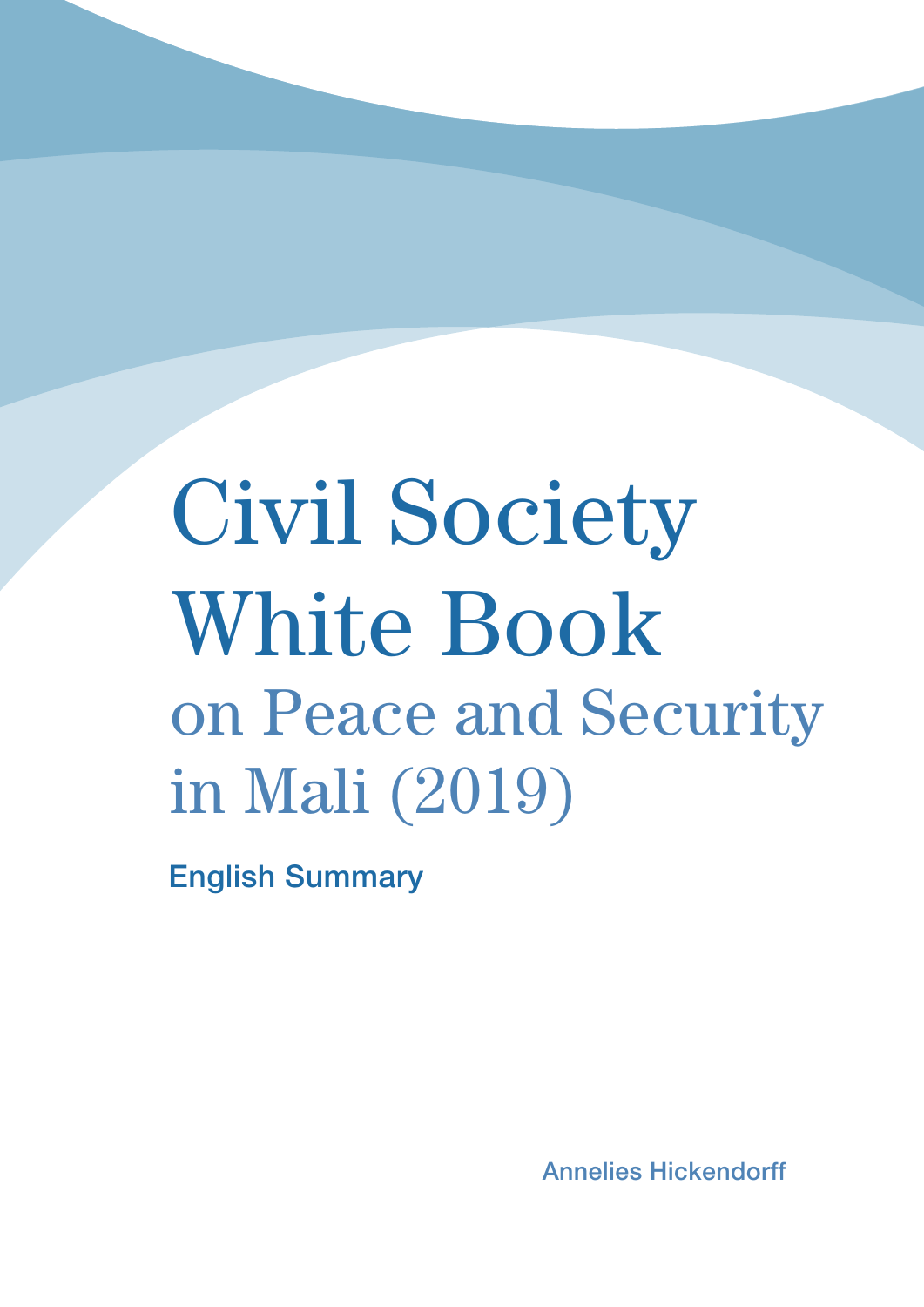# Civil Society White Book

## on Peace and Security in Mali (2019)

**English Summary**

Annelies Hickendorff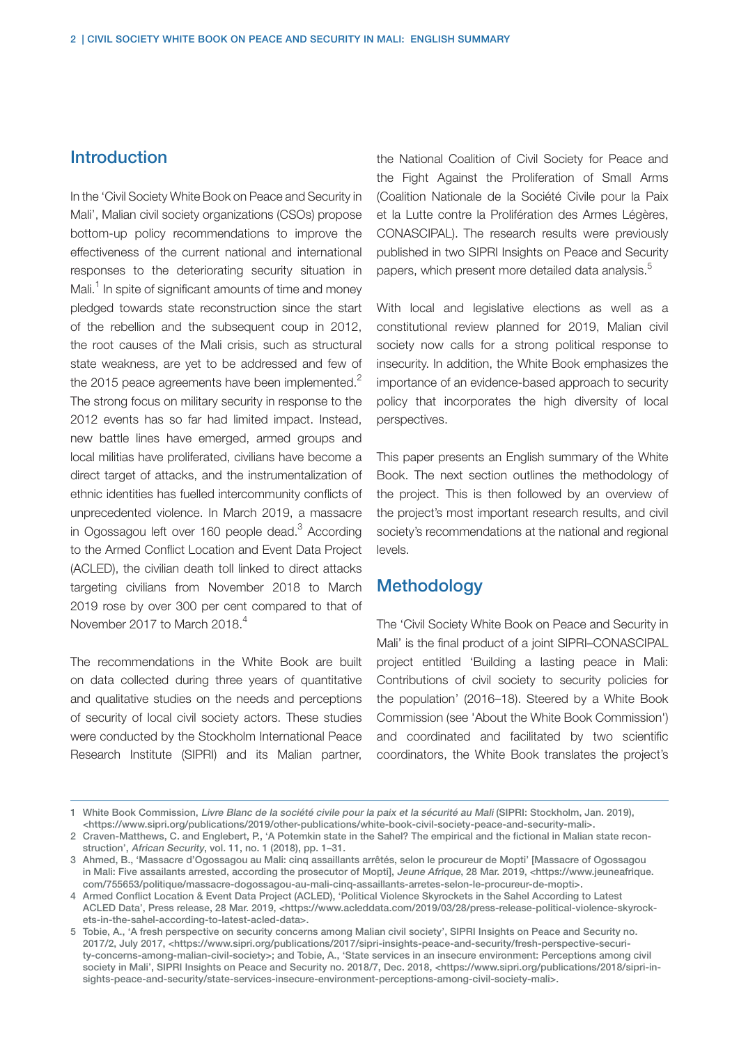## Introduction

In the 'Civil Society White Book on Peace and Security in Mali', Malian civil society organizations (CSOs) propose bottom-up policy recommendations to improve the effectiveness of the current national and international responses to the deteriorating security situation in Mali.[1] In spite of significant amounts of time and money pledged towards state reconstruction since the start of the rebellion and the subsequent coup in 2012, the root causes of the Mali crisis, such as structural state weakness, are yet to be addressed and few of the 2015 peace agreements have been implemented.[2] The strong focus on military security in response to the 2012 events has so far had limited impact. Instead, new battle lines have emerged, armed groups and local militias have proliferated, civilians have become a direct target of attacks, and the instrumentalization of ethnic identities has fuelled intercommunity conflicts of unprecedented violence. In March 2019, a massacre in Ogossagou left over 160 people dead.[3] According to the Armed Conflict Location and Event Data Project (ACLED), the civilian death toll linked to direct attacks targeting civilians from November 2018 to March 2019 rose by over 300 per cent compared to that of November 2017 to March 2018.[4]

The recommendations in the White Book are built on data collected during three years of quantitative and qualitative studies on the needs and perceptions of security of local civil society actors. These studies were conducted by the Stockholm International Peace Research Institute (SIPRI) and its Malian partner, the National Coalition of Civil Society for Peace and the Fight Against the Proliferation of Small Arms (Coalition Nationale de la Société Civile pour la Paix et la Lutte contre la Prolifération des Armes Légères, CONASCIPAL). The research results were previously published in two SIPRI Insights on Peace and Security papers, which present more detailed data analysis.[5]

With local and legislative elections as well as a constitutional review planned for 2019, Malian civil society now calls for a strong political response to insecurity. In addition, the White Book emphasizes the importance of an evidence-based approach to security policy that incorporates the high diversity of local perspectives.

This paper presents an English summary of the White Book. The next section outlines the methodology of the project. This is then followed by an overview of the project's most important research results, and civil society's recommendations at the national and regional levels.

## Methodology

The 'Civil Society White Book on Peace and Security in Mali' is the final product of a joint SIPRI–CONASCIPAL project entitled 'Building a lasting peace in Mali: Contributions of civil society to security policies for the population' (2016–18). Steered by a White Book Commission (see 'About the White Book Commission') and coordinated and facilitated by two scientific coordinators, the White Book translates the project's

---

1 White Book Commission, *Livre Blanc de la société civile pour la paix et la sécurité au Mali* (SIPRI: Stockholm, Jan. 2019), <https://www.sipri.org/publications/2019/other-publications/white-book-civil-society-peace-and-security-mali>.

2 Craven-Matthews, C. and Englebert, P., 'A Potemkin state in the Sahel? The empirical and the fictional in Malian state reconstruction', *African Security*, vol. 11, no. 1 (2018), pp. 1–31.

3 Ahmed, B., 'Massacre d'Ogossagou au Mali: cinq assaillants arrêtés, selon le procureur de Mopti' [Massacre of Ogossagou in Mali: Five assailants arrested, according the prosecutor of Mopti], *Jeune Afrique*, 28 Mar. 2019, <https://www.jeuneafrique.com/755653/politique/massacre-dogossagou-au-mali-cinq-assaillants-arretes-selon-le-procureur-de-mopti>.

4 Armed Conflict Location & Event Data Project (ACLED), 'Political Violence Skyrockets in the Sahel According to Latest ACLED Data', Press release, 28 Mar. 2019, <https://www.acleddata.com/2019/03/28/press-release-political-violence-skyrockets-in-the-sahel-according-to-latest-acled-data>.

5 Tobie, A., 'A fresh perspective on security concerns among Malian civil society', SIPRI Insights on Peace and Security no. 2017/2, July 2017, <https://www.sipri.org/publications/2017/sipri-insights-peace-and-security/fresh-perspective-security-concerns-among-malian-civil-society>; and Tobie, A., 'State services in an insecure environment: Perceptions among civil society in Mali', SIPRI Insights on Peace and Security no. 2018/7, Dec. 2018, <https://www.sipri.org/publications/2018/sipri-insights-peace-and-security/state-services-insecure-environment-perceptions-among-civil-society-mali>.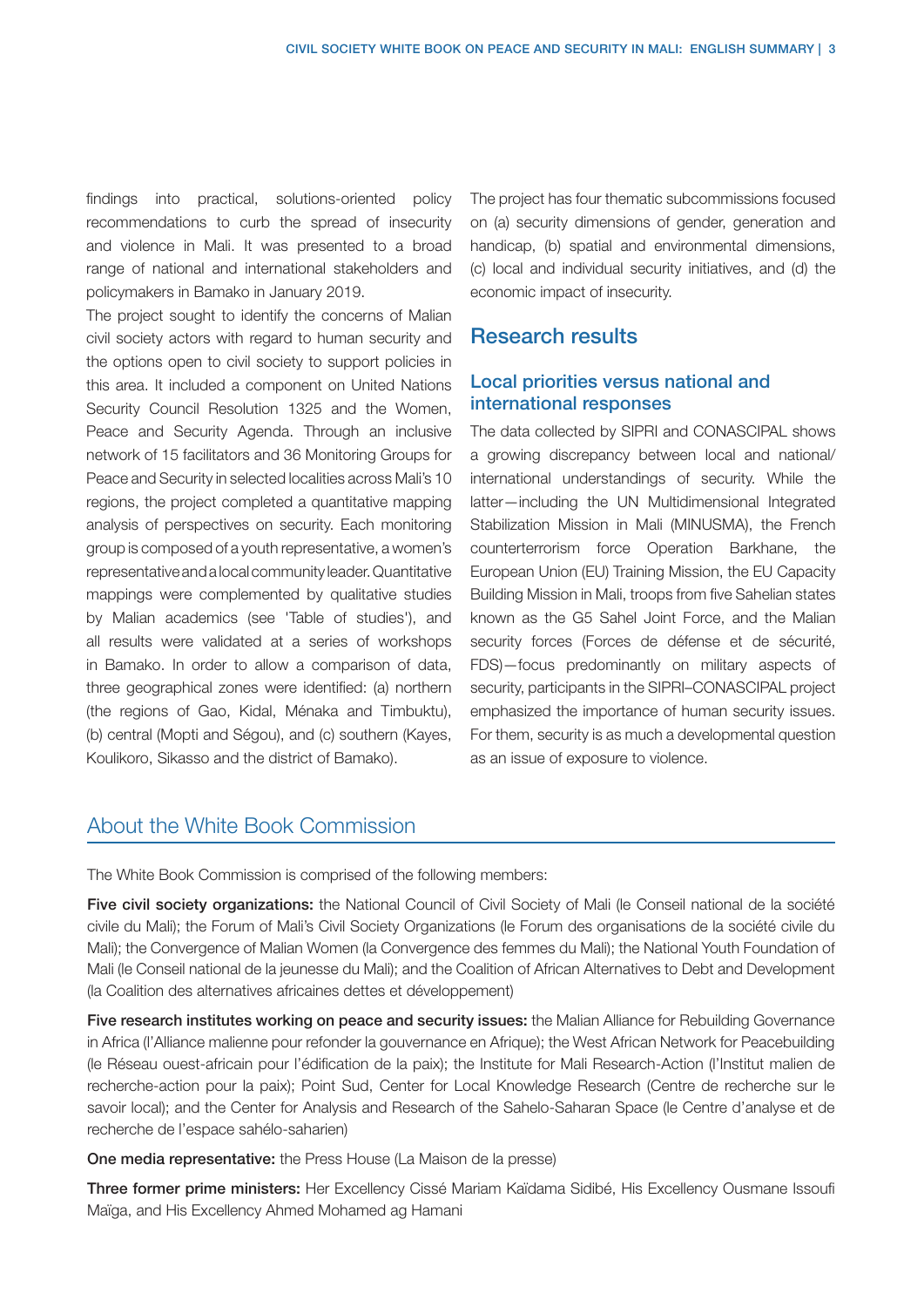findings into practical, solutions-oriented policy recommendations to curb the spread of insecurity and violence in Mali. It was presented to a broad range of national and international stakeholders and policymakers in Bamako in January 2019.

The project sought to identify the concerns of Malian civil society actors with regard to human security and the options open to civil society to support policies in this area. It included a component on United Nations Security Council Resolution 1325 and the Women, Peace and Security Agenda. Through an inclusive network of 15 facilitators and 36 Monitoring Groups for Peace and Security in selected localities across Mali's 10 regions, the project completed a quantitative mapping analysis of perspectives on security. Each monitoring group is composed of a youth representative, a women's representative and a local community leader. Quantitative mappings were complemented by qualitative studies by Malian academics (see 'Table of studies'), and all results were validated at a series of workshops in Bamako. In order to allow a comparison of data, three geographical zones were identified: (a) northern (the regions of Gao, Kidal, Ménaka and Timbuktu), (b) central (Mopti and Ségou), and (c) southern (Kayes, Koulikoro, Sikasso and the district of Bamako).

The project has four thematic subcommissions focused on (a) security dimensions of gender, generation and handicap, (b) spatial and environmental dimensions, (c) local and individual security initiatives, and (d) the economic impact of insecurity.

## Research results

### Local priorities versus national and international responses

The data collected by SIPRI and CONASCIPAL shows a growing discrepancy between local and national/international understandings of security. While the latter—including the UN Multidimensional Integrated Stabilization Mission in Mali (MINUSMA), the French counterterrorism force Operation Barkhane, the European Union (EU) Training Mission, the EU Capacity Building Mission in Mali, troops from five Sahelian states known as the G5 Sahel Joint Force, and the Malian security forces (Forces de défense et de sécurité, FDS)—focus predominantly on military aspects of security, participants in the SIPRI–CONASCIPAL project emphasized the importance of human security issues. For them, security is as much a developmental question as an issue of exposure to violence.

## About the White Book Commission

The White Book Commission is comprised of the following members:

**Five civil society organizations:** the National Council of Civil Society of Mali (le Conseil national de la société civile du Mali); the Forum of Mali's Civil Society Organizations (le Forum des organisations de la société civile du Mali); the Convergence of Malian Women (la Convergence des femmes du Mali); the National Youth Foundation of Mali (le Conseil national de la jeunesse du Mali); and the Coalition of African Alternatives to Debt and Development (la Coalition des alternatives africaines dettes et développement)

**Five research institutes working on peace and security issues:** the Malian Alliance for Rebuilding Governance in Africa (l'Alliance malienne pour refonder la gouvernance en Afrique); the West African Network for Peacebuilding (le Réseau ouest-africain pour l'édification de la paix); the Institute for Mali Research-Action (l'Institut malien de recherche-action pour la paix); Point Sud, Center for Local Knowledge Research (Centre de recherche sur le savoir local); and the Center for Analysis and Research of the Sahelo-Saharan Space (le Centre d'analyse et de recherche de l'espace sahélo-saharien)

**One media representative:** the Press House (La Maison de la presse)

**Three former prime ministers:** Her Excellency Cissé Mariam Kaïdama Sidibé, His Excellency Ousmane Issoufi Maïga, and His Excellency Ahmed Mohamed ag Hamani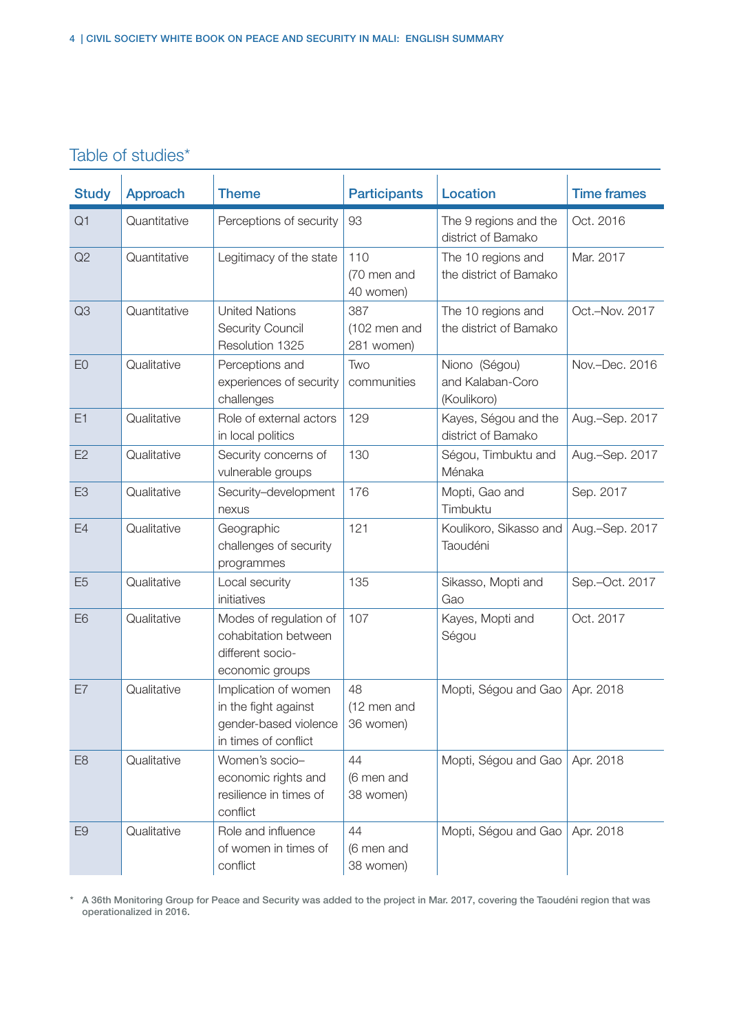## Table of studies*

| Study | Approach | Theme | Participants | Location | Time frames |
|---|---|---|---|---|---|
| Q1 | Quantitative | Perceptions of security | 93 | The 9 regions and the district of Bamako | Oct. 2016 |
| Q2 | Quantitative | Legitimacy of the state | 110 (70 men and 40 women) | The 10 regions and the district of Bamako | Mar. 2017 |
| Q3 | Quantitative | United Nations Security Council Resolution 1325 | 387 (102 men and 281 women) | The 10 regions and the district of Bamako | Oct.–Nov. 2017 |
| E0 | Qualitative | Perceptions and experiences of security challenges | Two communities | Niono (Ségou) and Kalaban-Coro (Koulikoro) | Nov.–Dec. 2016 |
| E1 | Qualitative | Role of external actors in local politics | 129 | Kayes, Ségou and the district of Bamako | Aug.–Sep. 2017 |
| E2 | Qualitative | Security concerns of vulnerable groups | 130 | Ségou, Timbuktu and Ménaka | Aug.–Sep. 2017 |
| E3 | Qualitative | Security–development nexus | 176 | Mopti, Gao and Timbuktu | Sep. 2017 |
| E4 | Qualitative | Geographic challenges of security programmes | 121 | Koulikoro, Sikasso and Taoudéni | Aug.–Sep. 2017 |
| E5 | Qualitative | Local security initiatives | 135 | Sikasso, Mopti and Gao | Sep.–Oct. 2017 |
| E6 | Qualitative | Modes of regulation of cohabitation between different socio-economic groups | 107 | Kayes, Mopti and Ségou | Oct. 2017 |
| E7 | Qualitative | Implication of women in the fight against gender-based violence in times of conflict | 48 (12 men and 36 women) | Mopti, Ségou and Gao | Apr. 2018 |
| E8 | Qualitative | Women's socio–economic rights and resilience in times of conflict | 44 (6 men and 38 women) | Mopti, Ségou and Gao | Apr. 2018 |
| E9 | Qualitative | Role and influence of women in times of conflict | 44 (6 men and 38 women) | Mopti, Ségou and Gao | Apr. 2018 |

* A 36th Monitoring Group for Peace and Security was added to the project in Mar. 2017, covering the Taoudéni region that was operationalized in 2016.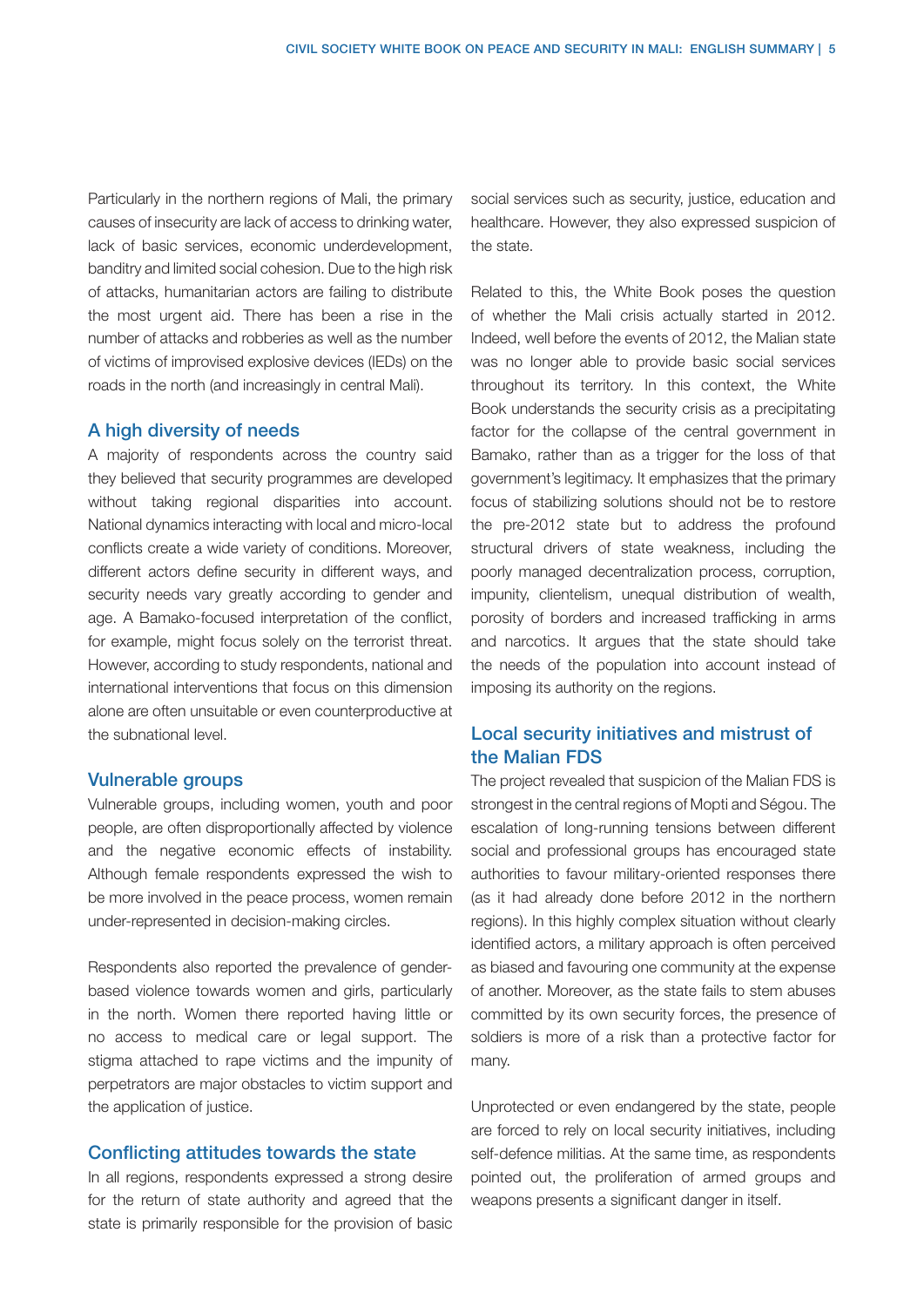Particularly in the northern regions of Mali, the primary causes of insecurity are lack of access to drinking water, lack of basic services, economic underdevelopment, banditry and limited social cohesion. Due to the high risk of attacks, humanitarian actors are failing to distribute the most urgent aid. There has been a rise in the number of attacks and robberies as well as the number of victims of improvised explosive devices (IEDs) on the roads in the north (and increasingly in central Mali).

## A high diversity of needs

A majority of respondents across the country said they believed that security programmes are developed without taking regional disparities into account. National dynamics interacting with local and micro-local conflicts create a wide variety of conditions. Moreover, different actors define security in different ways, and security needs vary greatly according to gender and age. A Bamako-focused interpretation of the conflict, for example, might focus solely on the terrorist threat. However, according to study respondents, national and international interventions that focus on this dimension alone are often unsuitable or even counterproductive at the subnational level.

## Vulnerable groups

Vulnerable groups, including women, youth and poor people, are often disproportionally affected by violence and the negative economic effects of instability. Although female respondents expressed the wish to be more involved in the peace process, women remain under-represented in decision-making circles.

Respondents also reported the prevalence of gender-based violence towards women and girls, particularly in the north. Women there reported having little or no access to medical care or legal support. The stigma attached to rape victims and the impunity of perpetrators are major obstacles to victim support and the application of justice.

## Conflicting attitudes towards the state

In all regions, respondents expressed a strong desire for the return of state authority and agreed that the state is primarily responsible for the provision of basic social services such as security, justice, education and healthcare. However, they also expressed suspicion of the state.

Related to this, the White Book poses the question of whether the Mali crisis actually started in 2012. Indeed, well before the events of 2012, the Malian state was no longer able to provide basic social services throughout its territory. In this context, the White Book understands the security crisis as a precipitating factor for the collapse of the central government in Bamako, rather than as a trigger for the loss of that government's legitimacy. It emphasizes that the primary focus of stabilizing solutions should not be to restore the pre-2012 state but to address the profound structural drivers of state weakness, including the poorly managed decentralization process, corruption, impunity, clientelism, unequal distribution of wealth, porosity of borders and increased trafficking in arms and narcotics. It argues that the state should take the needs of the population into account instead of imposing its authority on the regions.

## Local security initiatives and mistrust of the Malian FDS

The project revealed that suspicion of the Malian FDS is strongest in the central regions of Mopti and Ségou. The escalation of long-running tensions between different social and professional groups has encouraged state authorities to favour military-oriented responses there (as it had already done before 2012 in the northern regions). In this highly complex situation without clearly identified actors, a military approach is often perceived as biased and favouring one community at the expense of another. Moreover, as the state fails to stem abuses committed by its own security forces, the presence of soldiers is more of a risk than a protective factor for many.

Unprotected or even endangered by the state, people are forced to rely on local security initiatives, including self-defence militias. At the same time, as respondents pointed out, the proliferation of armed groups and weapons presents a significant danger in itself.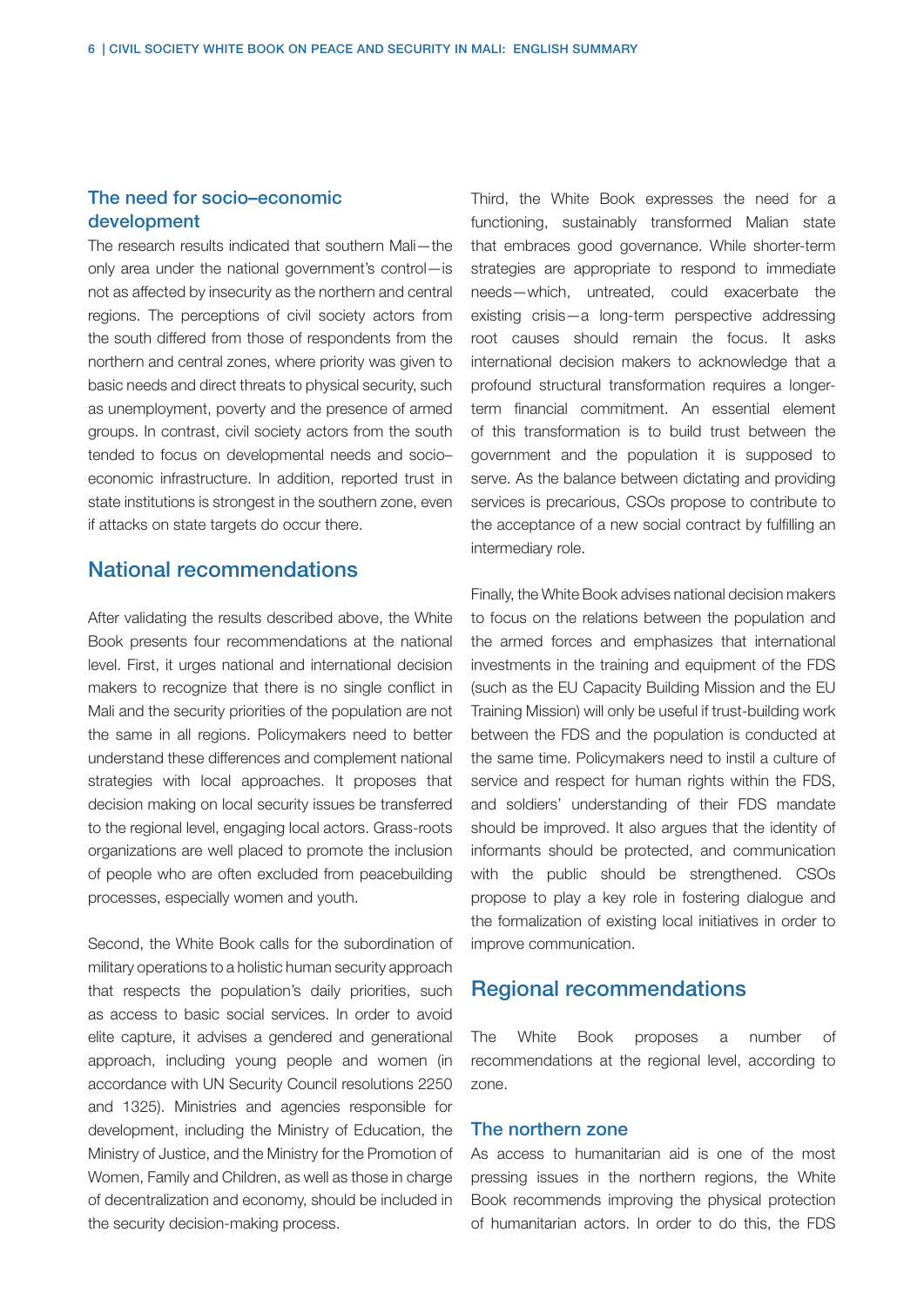### The need for socio–economic development

The research results indicated that southern Mali—the only area under the national government's control—is not as affected by insecurity as the northern and central regions. The perceptions of civil society actors from the south differed from those of respondents from the northern and central zones, where priority was given to basic needs and direct threats to physical security, such as unemployment, poverty and the presence of armed groups. In contrast, civil society actors from the south tended to focus on developmental needs and socio–economic infrastructure. In addition, reported trust in state institutions is strongest in the southern zone, even if attacks on state targets do occur there.

## National recommendations

After validating the results described above, the White Book presents four recommendations at the national level. First, it urges national and international decision makers to recognize that there is no single conflict in Mali and the security priorities of the population are not the same in all regions. Policymakers need to better understand these differences and complement national strategies with local approaches. It proposes that decision making on local security issues be transferred to the regional level, engaging local actors. Grass-roots organizations are well placed to promote the inclusion of people who are often excluded from peacebuilding processes, especially women and youth.

Second, the White Book calls for the subordination of military operations to a holistic human security approach that respects the population's daily priorities, such as access to basic social services. In order to avoid elite capture, it advises a gendered and generational approach, including young people and women (in accordance with UN Security Council resolutions 2250 and 1325). Ministries and agencies responsible for development, including the Ministry of Education, the Ministry of Justice, and the Ministry for the Promotion of Women, Family and Children, as well as those in charge of decentralization and economy, should be included in the security decision-making process.

Third, the White Book expresses the need for a functioning, sustainably transformed Malian state that embraces good governance. While shorter-term strategies are appropriate to respond to immediate needs—which, untreated, could exacerbate the existing crisis—a long-term perspective addressing root causes should remain the focus. It asks international decision makers to acknowledge that a profound structural transformation requires a longer-term financial commitment. An essential element of this transformation is to build trust between the government and the population it is supposed to serve. As the balance between dictating and providing services is precarious, CSOs propose to contribute to the acceptance of a new social contract by fulfilling an intermediary role.

Finally, the White Book advises national decision makers to focus on the relations between the population and the armed forces and emphasizes that international investments in the training and equipment of the FDS (such as the EU Capacity Building Mission and the EU Training Mission) will only be useful if trust-building work between the FDS and the population is conducted at the same time. Policymakers need to instil a culture of service and respect for human rights within the FDS, and soldiers' understanding of their FDS mandate should be improved. It also argues that the identity of informants should be protected, and communication with the public should be strengthened. CSOs propose to play a key role in fostering dialogue and the formalization of existing local initiatives in order to improve communication.

## Regional recommendations

The White Book proposes a number of recommendations at the regional level, according to zone.

### The northern zone

As access to humanitarian aid is one of the most pressing issues in the northern regions, the White Book recommends improving the physical protection of humanitarian actors. In order to do this, the FDS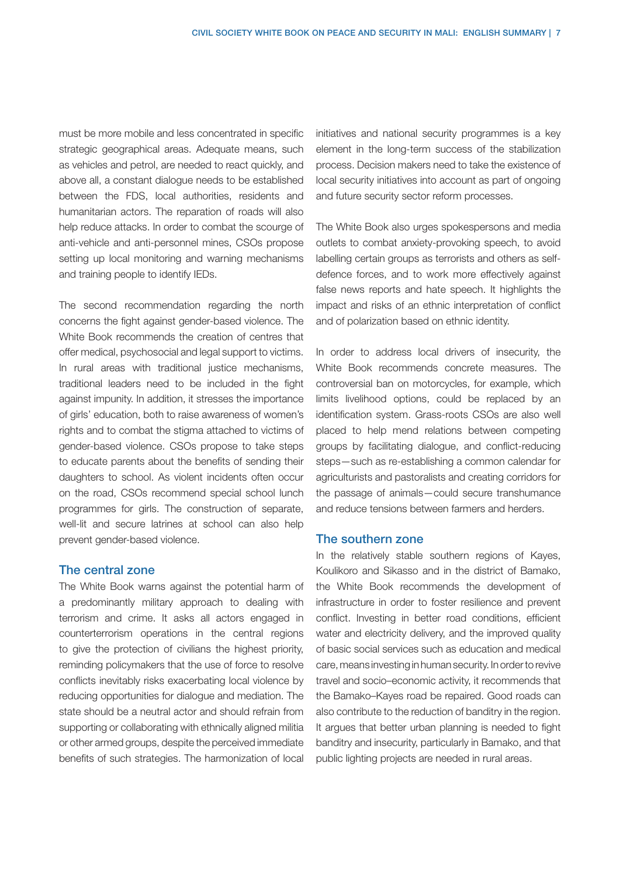must be more mobile and less concentrated in specific strategic geographical areas. Adequate means, such as vehicles and petrol, are needed to react quickly, and above all, a constant dialogue needs to be established between the FDS, local authorities, residents and humanitarian actors. The reparation of roads will also help reduce attacks. In order to combat the scourge of anti-vehicle and anti-personnel mines, CSOs propose setting up local monitoring and warning mechanisms and training people to identify IEDs.

The second recommendation regarding the north concerns the fight against gender-based violence. The White Book recommends the creation of centres that offer medical, psychosocial and legal support to victims. In rural areas with traditional justice mechanisms, traditional leaders need to be included in the fight against impunity. In addition, it stresses the importance of girls' education, both to raise awareness of women's rights and to combat the stigma attached to victims of gender-based violence. CSOs propose to take steps to educate parents about the benefits of sending their daughters to school. As violent incidents often occur on the road, CSOs recommend special school lunch programmes for girls. The construction of separate, well-lit and secure latrines at school can also help prevent gender-based violence.

## The central zone

The White Book warns against the potential harm of a predominantly military approach to dealing with terrorism and crime. It asks all actors engaged in counterterrorism operations in the central regions to give the protection of civilians the highest priority, reminding policymakers that the use of force to resolve conflicts inevitably risks exacerbating local violence by reducing opportunities for dialogue and mediation. The state should be a neutral actor and should refrain from supporting or collaborating with ethnically aligned militia or other armed groups, despite the perceived immediate benefits of such strategies. The harmonization of local initiatives and national security programmes is a key element in the long-term success of the stabilization process. Decision makers need to take the existence of local security initiatives into account as part of ongoing and future security sector reform processes.

The White Book also urges spokespersons and media outlets to combat anxiety-provoking speech, to avoid labelling certain groups as terrorists and others as self-defence forces, and to work more effectively against false news reports and hate speech. It highlights the impact and risks of an ethnic interpretation of conflict and of polarization based on ethnic identity.

In order to address local drivers of insecurity, the White Book recommends concrete measures. The controversial ban on motorcycles, for example, which limits livelihood options, could be replaced by an identification system. Grass-roots CSOs are also well placed to help mend relations between competing groups by facilitating dialogue, and conflict-reducing steps—such as re-establishing a common calendar for agriculturists and pastoralists and creating corridors for the passage of animals—could secure transhumance and reduce tensions between farmers and herders.

## The southern zone

In the relatively stable southern regions of Kayes, Koulikoro and Sikasso and in the district of Bamako, the White Book recommends the development of infrastructure in order to foster resilience and prevent conflict. Investing in better road conditions, efficient water and electricity delivery, and the improved quality of basic social services such as education and medical care, means investing in human security. In order to revive travel and socio–economic activity, it recommends that the Bamako–Kayes road be repaired. Good roads can also contribute to the reduction of banditry in the region. It argues that better urban planning is needed to fight banditry and insecurity, particularly in Bamako, and that public lighting projects are needed in rural areas.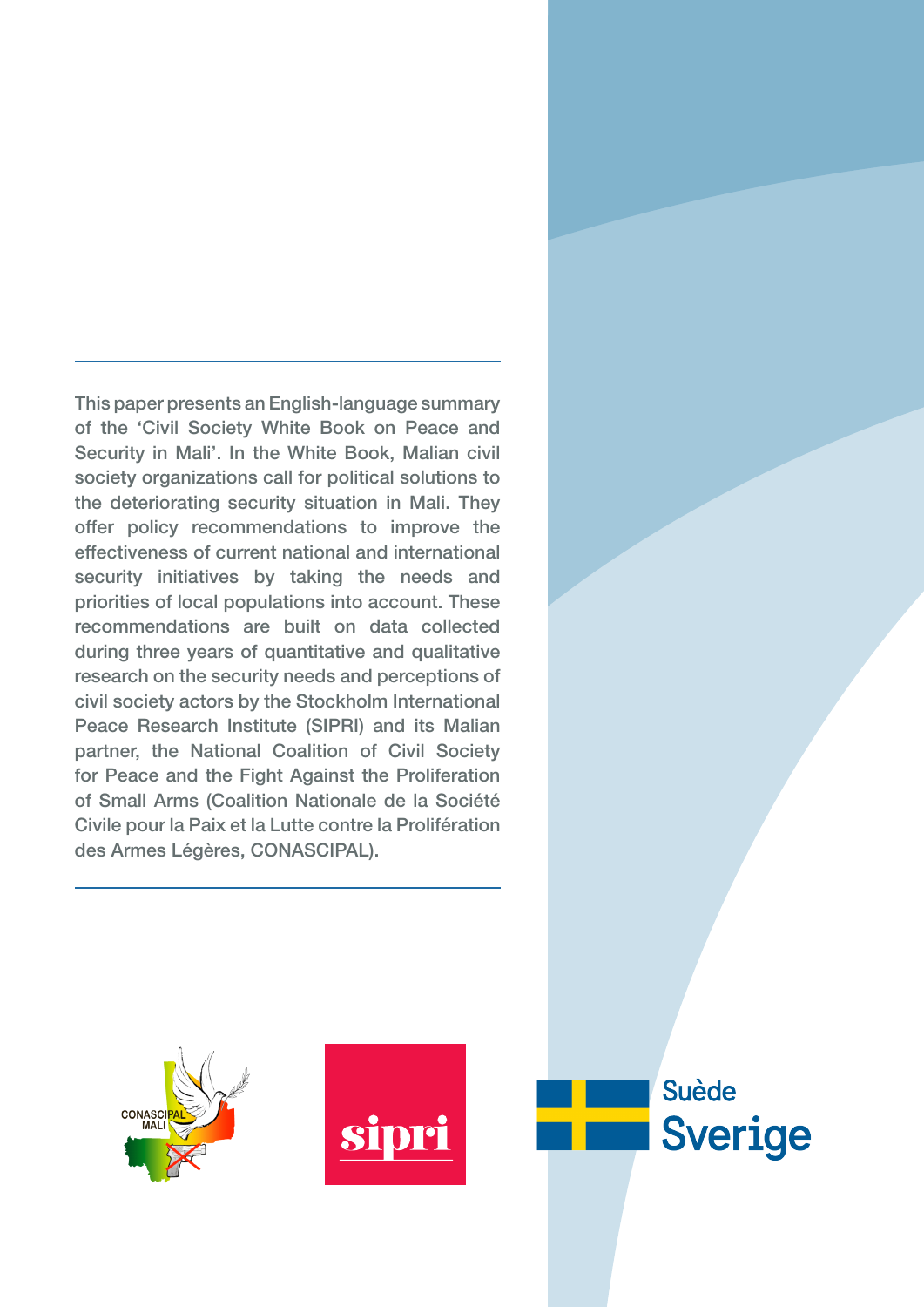This paper presents an English-language summary of the 'Civil Society White Book on Peace and Security in Mali'. In the White Book, Malian civil society organizations call for political solutions to the deteriorating security situation in Mali. They offer policy recommendations to improve the effectiveness of current national and international security initiatives by taking the needs and priorities of local populations into account. These recommendations are built on data collected during three years of quantitative and qualitative research on the security needs and perceptions of civil society actors by the Stockholm International Peace Research Institute (SIPRI) and its Malian partner, the National Coalition of Civil Society for Peace and the Fight Against the Proliferation of Small Arms (Coalition Nationale de la Société Civile pour la Paix et la Lutte contre la Prolifération des Armes Légères, CONASCIPAL).

CONASCIPAL MALI

sipri

Suède
Sverige